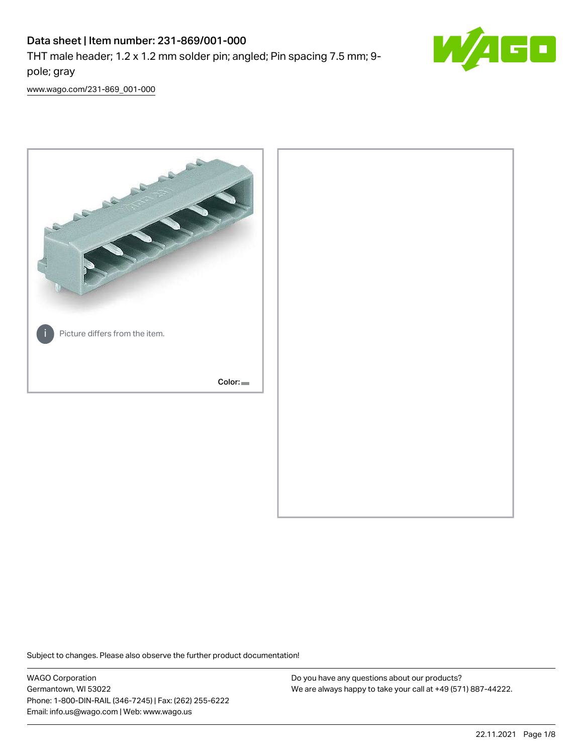# Data sheet | Item number: 231-869/001-000

THT male header; 1.2 x 1.2 mm solder pin; angled; Pin spacing 7.5 mm; 9-pole; gray

www.wago.com/231-869_001-000

Picture differs from the item.

Color:

Subject to changes. Please also observe the further product documentation!

WAGO Corporation
Germantown, WI 53022
Phone: 1-800-DIN-RAIL (346-7245) | Fax: (262) 255-6222
Email: info.us@wago.com | Web: www.wago.us

Do you have any questions about our products?
We are always happy to take your call at +49 (571) 887-44222.

22.11.2021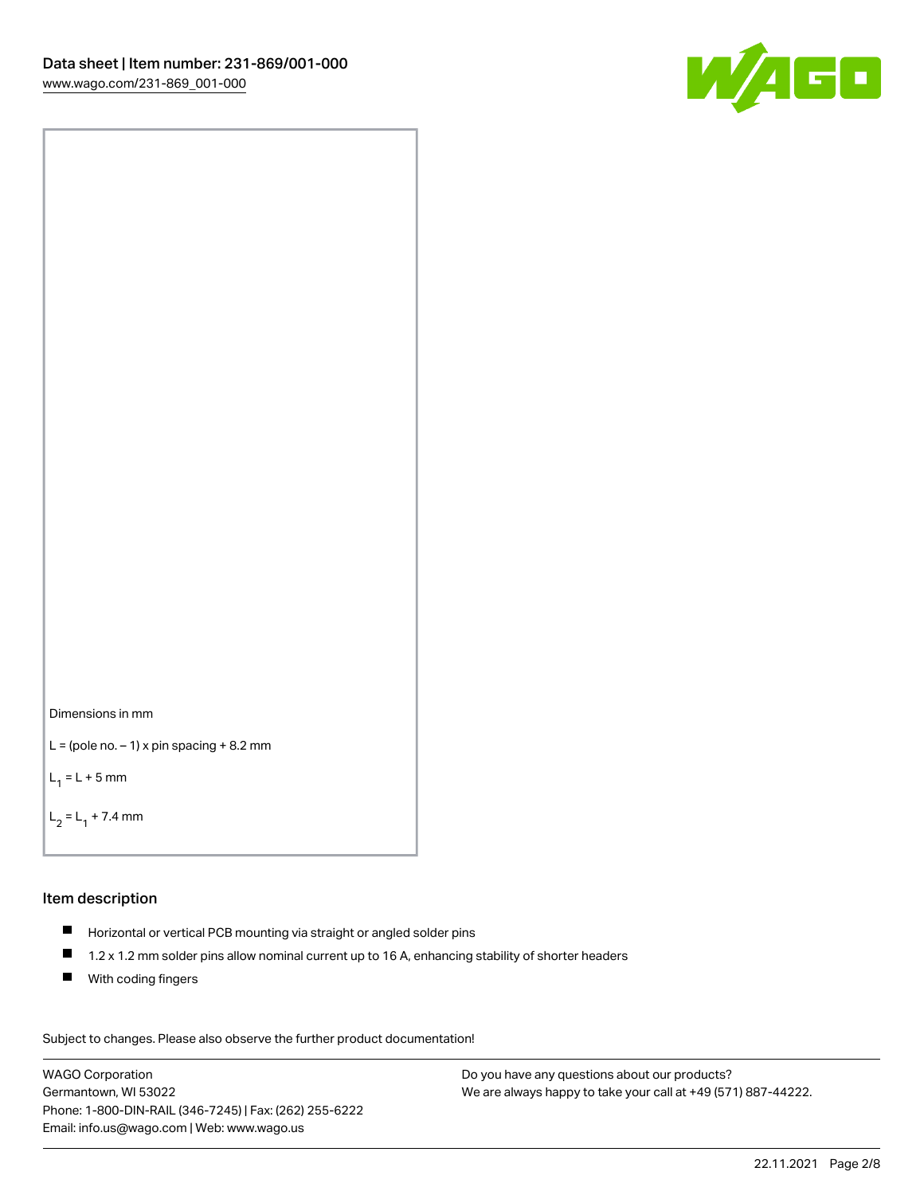Dimensions in mm

L = (pole no. − 1) x pin spacing + 8.2 mm

$L_1$ = L + 5 mm

$L_2$ = $L_1$ + 7.4 mm

## Item description

- Horizontal or vertical PCB mounting via straight or angled solder pins
- 1.2 x 1.2 mm solder pins allow nominal current up to 16 A, enhancing stability of shorter headers
- With coding fingers

Subject to changes. Please also observe the further product documentation!

WAGO Corporation
Germantown, WI 53022
Phone: 1-800-DIN-RAIL (346-7245) | Fax: (262) 255-6222
Email: info.us@wago.com | Web: www.wago.us

Do you have any questions about our products?
We are always happy to take your call at +49 (571) 887-44222.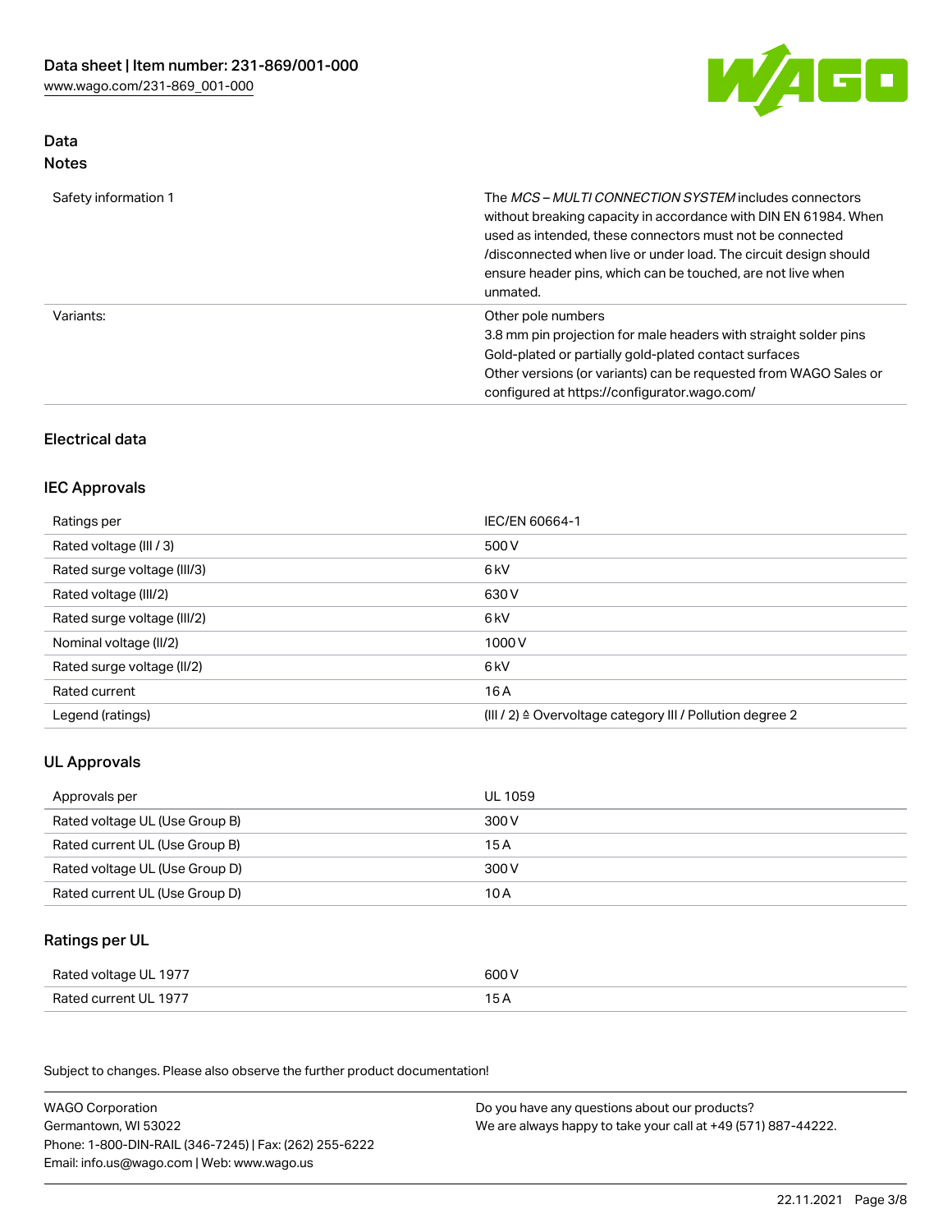## Data
### Notes

| | |
|---|---|
| Safety information 1 | The *MCS – MULTI CONNECTION SYSTEM* includes connectors without breaking capacity in accordance with DIN EN 61984. When used as intended, these connectors must not be connected /disconnected when live or under load. The circuit design should ensure header pins, which can be touched, are not live when unmated. |
| Variants: | Other pole numbers<br>3.8 mm pin projection for male headers with straight solder pins<br>Gold-plated or partially gold-plated contact surfaces<br>Other versions (or variants) can be requested from WAGO Sales or configured at https://configurator.wago.com/ |

## Electrical data

### IEC Approvals

| | |
|---|---|
| Ratings per | IEC/EN 60664-1 |
| Rated voltage (III / 3) | 500 V |
| Rated surge voltage (III/3) | 6 kV |
| Rated voltage (III/2) | 630 V |
| Rated surge voltage (III/2) | 6 kV |
| Nominal voltage (II/2) | 1000 V |
| Rated surge voltage (II/2) | 6 kV |
| Rated current | 16 A |
| Legend (ratings) | (III / 2) ≙ Overvoltage category III / Pollution degree 2 |

### UL Approvals

| | |
|---|---|
| Approvals per | UL 1059 |
| Rated voltage UL (Use Group B) | 300 V |
| Rated current UL (Use Group B) | 15 A |
| Rated voltage UL (Use Group D) | 300 V |
| Rated current UL (Use Group D) | 10 A |

### Ratings per UL

| | |
|---|---|
| Rated voltage UL 1977 | 600 V |
| Rated current UL 1977 | 15 A |

Subject to changes. Please also observe the further product documentation!

WAGO Corporation
Germantown, WI 53022
Phone: 1-800-DIN-RAIL (346-7245) | Fax: (262) 255-6222
Email: info.us@wago.com | Web: www.wago.us

Do you have any questions about our products?
We are always happy to take your call at +49 (571) 887-44222.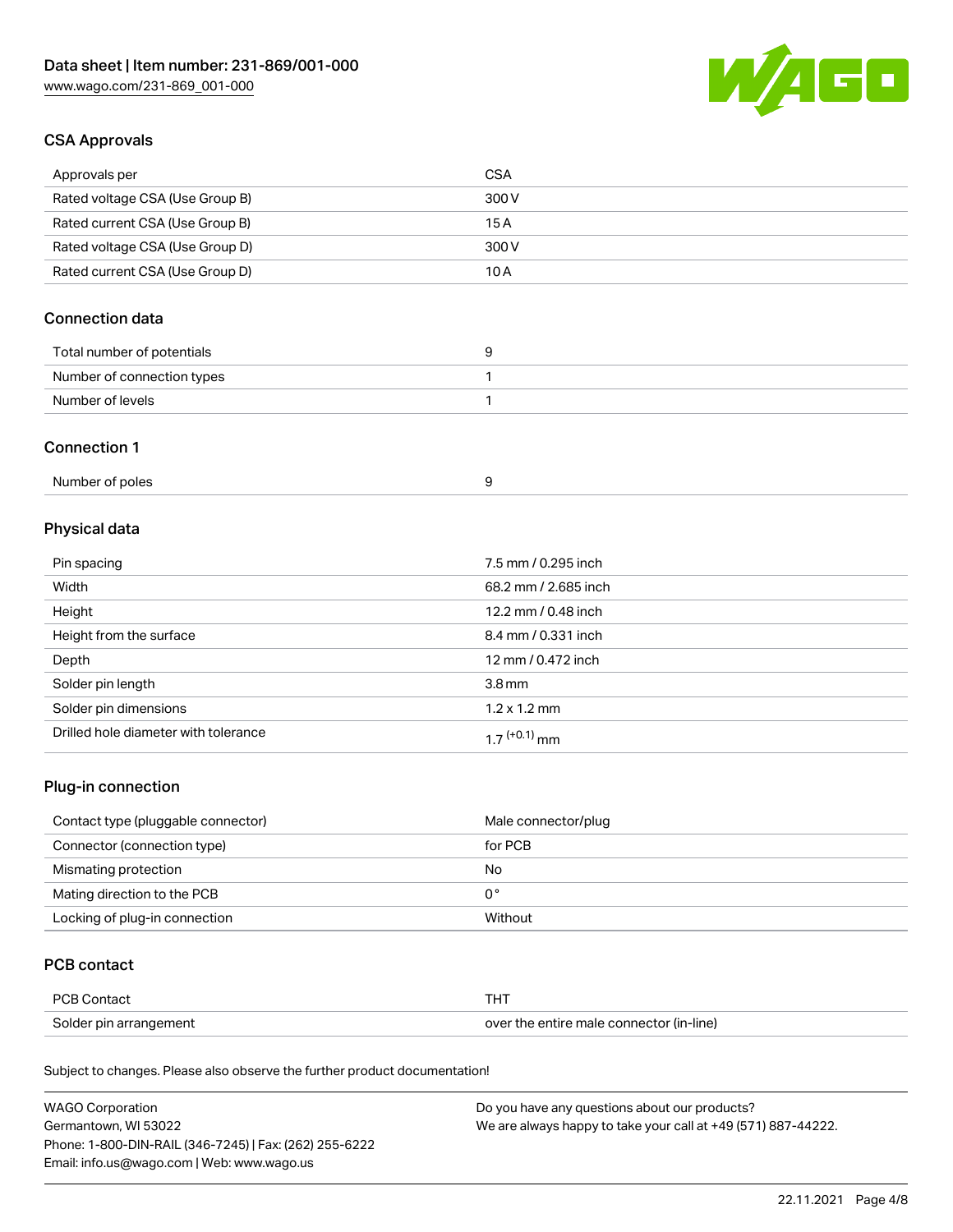## CSA Approvals

| | |
|---|---|
| Approvals per | CSA |
| Rated voltage CSA (Use Group B) | 300 V |
| Rated current CSA (Use Group B) | 15 A |
| Rated voltage CSA (Use Group D) | 300 V |
| Rated current CSA (Use Group D) | 10 A |

## Connection data

| | |
|---|---|
| Total number of potentials | 9 |
| Number of connection types | 1 |
| Number of levels | 1 |

## Connection 1

| | |
|---|---|
| Number of poles | 9 |

## Physical data

| | |
|---|---|
| Pin spacing | 7.5 mm / 0.295 inch |
| Width | 68.2 mm / 2.685 inch |
| Height | 12.2 mm / 0.48 inch |
| Height from the surface | 8.4 mm / 0.331 inch |
| Depth | 12 mm / 0.472 inch |
| Solder pin length | 3.8 mm |
| Solder pin dimensions | 1.2 x 1.2 mm |
| Drilled hole diameter with tolerance | $1.7^{(+0.1)}$ mm |

## Plug-in connection

| | |
|---|---|
| Contact type (pluggable connector) | Male connector/plug |
| Connector (connection type) | for PCB |
| Mismating protection | No |
| Mating direction to the PCB | 0 ° |
| Locking of plug-in connection | Without |

## PCB contact

| | |
|---|---|
| PCB Contact | THT |
| Solder pin arrangement | over the entire male connector (in-line) |

Subject to changes. Please also observe the further product documentation!

WAGO Corporation
Germantown, WI 53022
Phone: 1-800-DIN-RAIL (346-7245) | Fax: (262) 255-6222
Email: info.us@wago.com | Web: www.wago.us

Do you have any questions about our products?
We are always happy to take your call at +49 (571) 887-44222.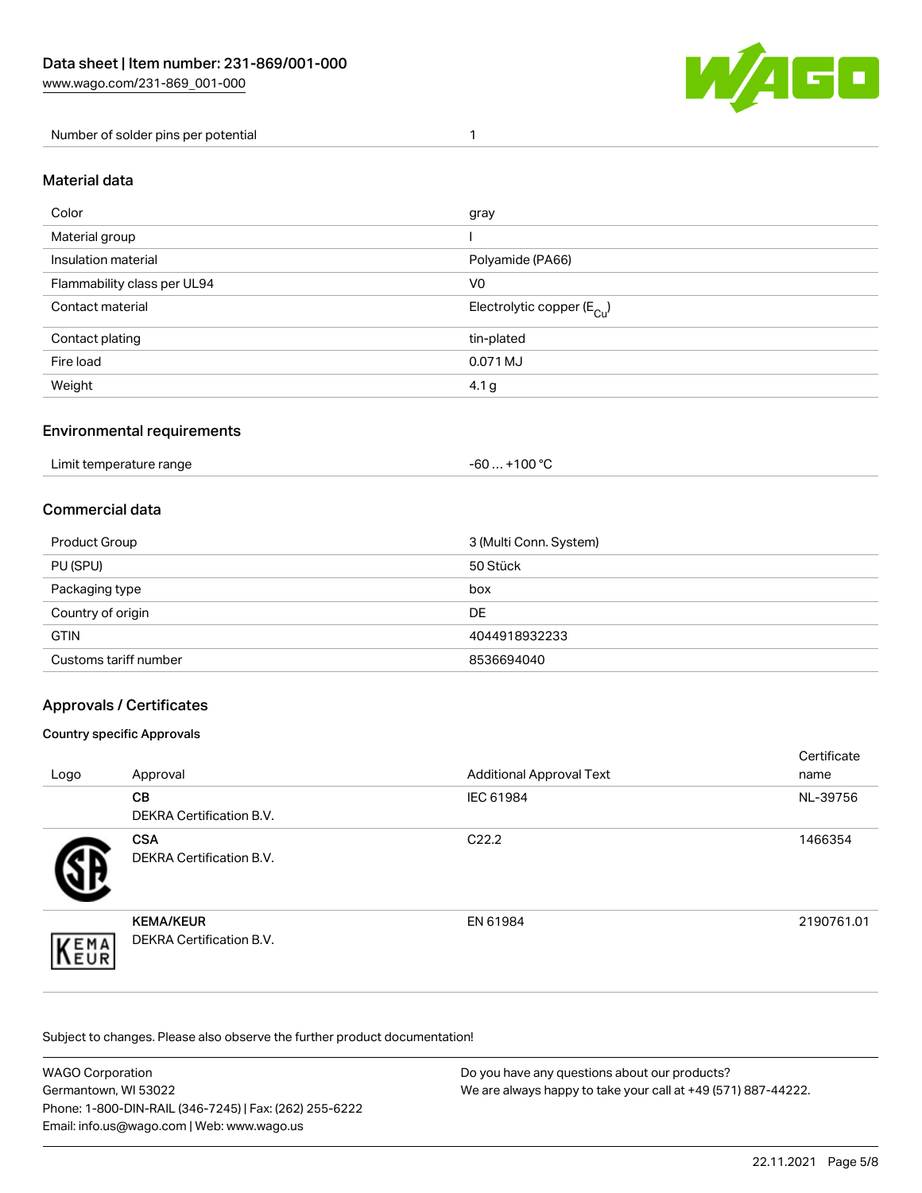| Number of solder pins per potential | 1 |
| --- | --- |

## Material data

| Color | gray |
| --- | --- |
| Material group | I |
| Insulation material | Polyamide (PA66) |
| Flammability class per UL94 | V0 |
| Contact material | Electrolytic copper ($E_{Cu}$) |
| Contact plating | tin-plated |
| Fire load | 0.071 MJ |
| Weight | 4.1 g |

## Environmental requirements

| Limit temperature range | -60 … +100 °C |
| --- | --- |

## Commercial data

| Product Group | 3 (Multi Conn. System) |
| --- | --- |
| PU (SPU) | 50 Stück |
| Packaging type | box |
| Country of origin | DE |
| GTIN | 4044918932233 |
| Customs tariff number | 8536694040 |

## Approvals / Certificates

### Country specific Approvals

| Logo | Approval | Additional Approval Text | Certificate name |
| --- | --- | --- | --- |
| | **CB** DEKRA Certification B.V. | IEC 61984 | NL-39756 |
| | **CSA** DEKRA Certification B.V. | C22.2 | 1466354 |
| | **KEMA/KEUR** DEKRA Certification B.V. | EN 61984 | 2190761.01 |

Subject to changes. Please also observe the further product documentation!

WAGO Corporation
Germantown, WI 53022
Phone: 1-800-DIN-RAIL (346-7245) | Fax: (262) 255-6222
Email: info.us@wago.com | Web: www.wago.us

Do you have any questions about our products?
We are always happy to take your call at +49 (571) 887-44222.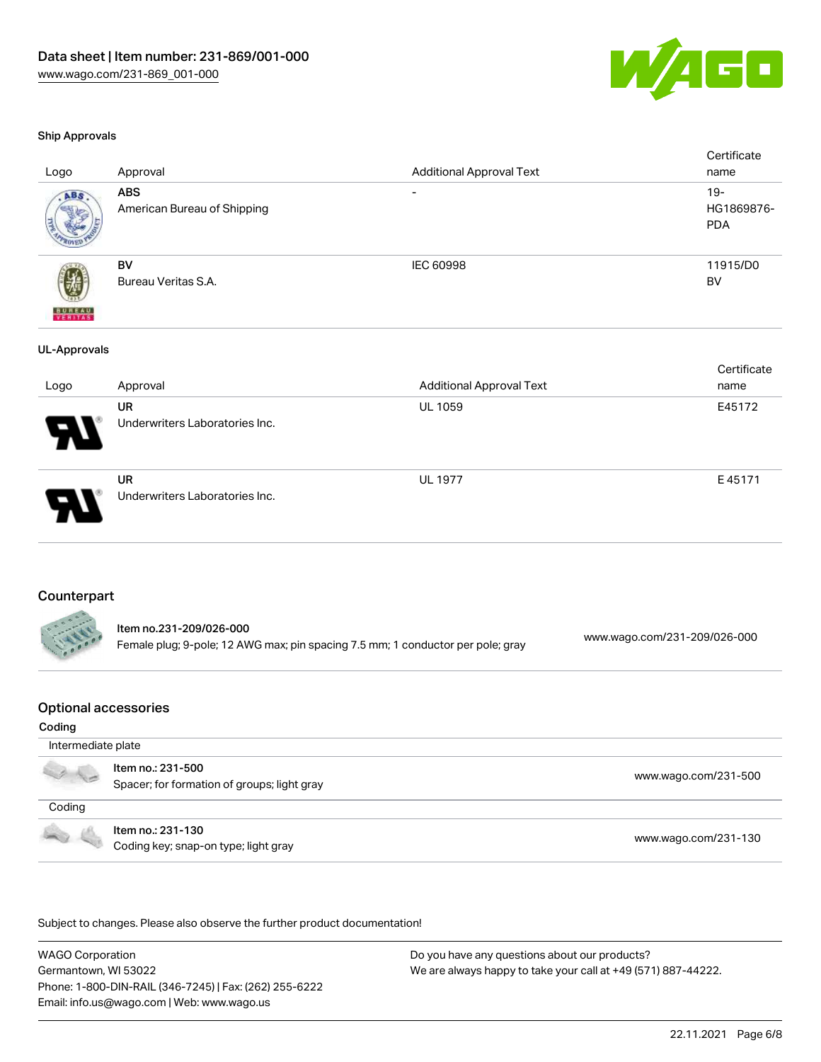### Ship Approvals

| Logo | Approval | Additional Approval Text | Certificate name |
|---|---|---|---|
| | **ABS**<br>American Bureau of Shipping | - | 19-HG1869876-PDA |
| | **BV**<br>Bureau Veritas S.A. | IEC 60998 | 11915/D0 BV |

### UL-Approvals

| Logo | Approval | Additional Approval Text | Certificate name |
|---|---|---|---|
| | **UR**<br>Underwriters Laboratories Inc. | UL 1059 | E45172 |
| | **UR**<br>Underwriters Laboratories Inc. | UL 1977 | E 45171 |

## Counterpart

| | | |
|---|---|---|
| | Item no.231-209/026-000<br>Female plug; 9-pole; 12 AWG max; pin spacing 7.5 mm; 1 conductor per pole; gray | www.wago.com/231-209/026-000 |

## Optional accessories

**Coding**

| | | |
|---|---|---|
| Intermediate plate | | |
| | Item no.: 231-500<br>Spacer; for formation of groups; light gray | www.wago.com/231-500 |
| Coding | | |
| | Item no.: 231-130<br>Coding key; snap-on type; light gray | www.wago.com/231-130 |

Subject to changes. Please also observe the further product documentation!

WAGO Corporation
Germantown, WI 53022
Phone: 1-800-DIN-RAIL (346-7245) | Fax: (262) 255-6222
Email: info.us@wago.com | Web: www.wago.us

Do you have any questions about our products?
We are always happy to take your call at +49 (571) 887-44222.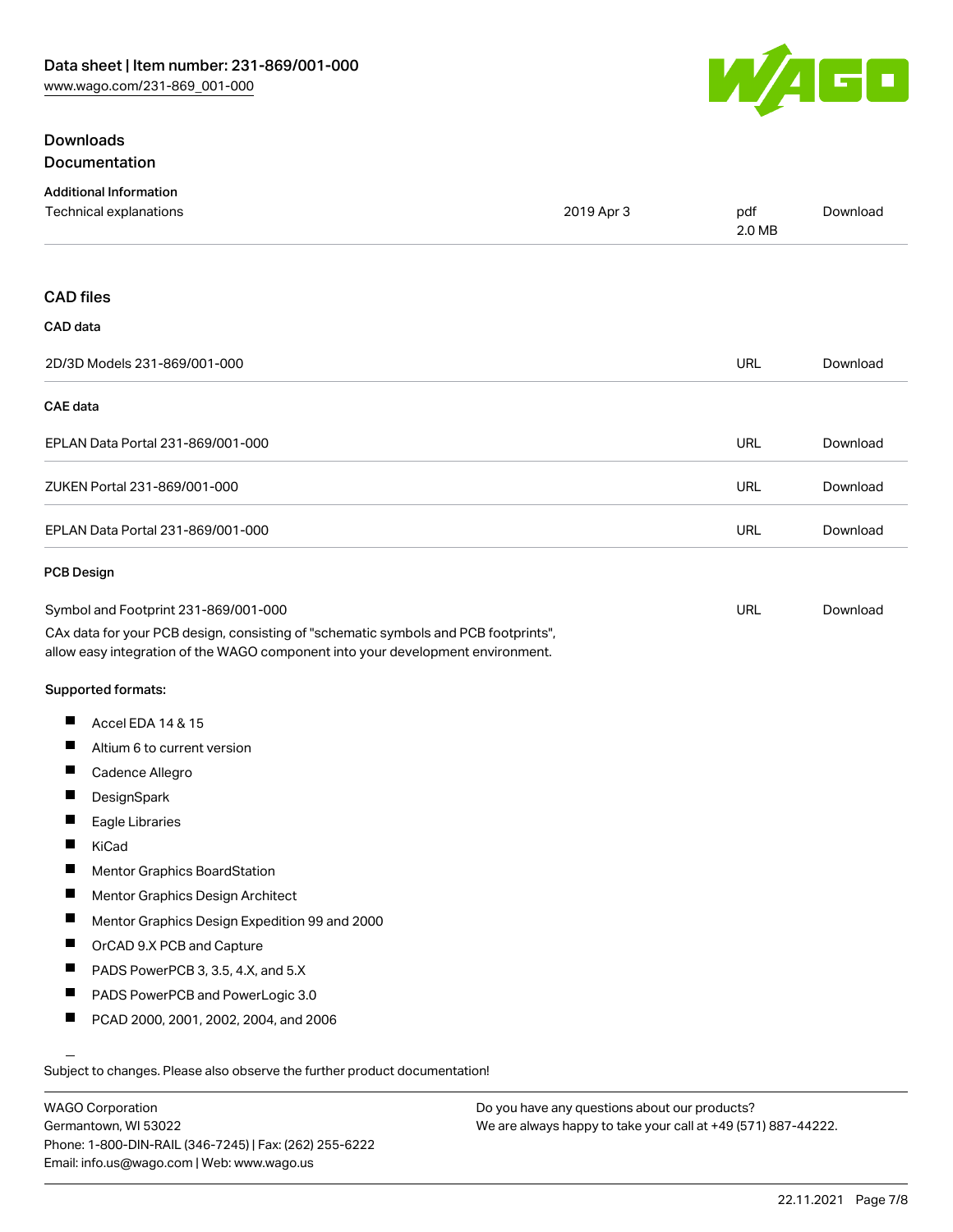## Downloads

### Documentation

#### Additional Information

| | | | |
|---|---|---|---|
| Technical explanations | 2019 Apr 3 | pdf 2.0 MB | Download |

### CAD files

#### CAD data

| | | |
|---|---|---|
| 2D/3D Models 231-869/001-000 | URL | Download |

#### CAE data

| | | |
|---|---|---|
| EPLAN Data Portal 231-869/001-000 | URL | Download |
| ZUKEN Portal 231-869/001-000 | URL | Download |
| EPLAN Data Portal 231-869/001-000 | URL | Download |

#### PCB Design

| | | |
|---|---|---|
| Symbol and Footprint 231-869/001-000 | URL | Download |

CAx data for your PCB design, consisting of "schematic symbols and PCB footprints", allow easy integration of the WAGO component into your development environment.

**Supported formats:**

- Accel EDA 14 & 15
- Altium 6 to current version
- Cadence Allegro
- DesignSpark
- Eagle Libraries
- KiCad
- Mentor Graphics BoardStation
- Mentor Graphics Design Architect
- Mentor Graphics Design Expedition 99 and 2000
- OrCAD 9.X PCB and Capture
- PADS PowerPCB 3, 3.5, 4.X, and 5.X
- PADS PowerPCB and PowerLogic 3.0
- PCAD 2000, 2001, 2002, 2004, and 2006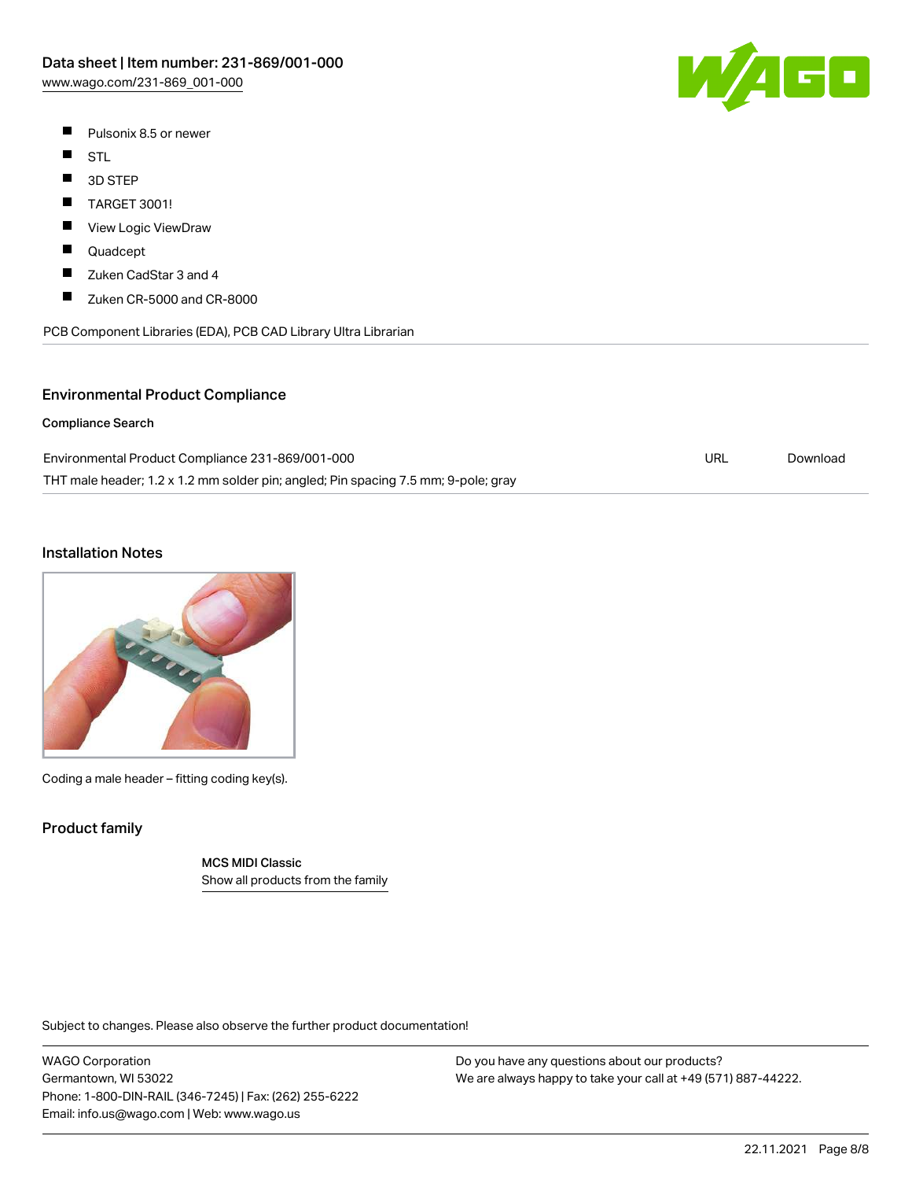- Pulsonix 8.5 or newer
- STL
- 3D STEP
- TARGET 3001!
- View Logic ViewDraw
- Quadcept
- Zuken CadStar 3 and 4
- Zuken CR-5000 and CR-8000

PCB Component Libraries (EDA), PCB CAD Library Ultra Librarian

## Environmental Product Compliance

**Compliance Search**

| | | |
|---|---|---|
| Environmental Product Compliance 231-869/001-000<br>THT male header; 1.2 x 1.2 mm solder pin; angled; Pin spacing 7.5 mm; 9-pole; gray | URL | Download |

## Installation Notes

Coding a male header – fitting coding key(s).

## Product family

MCS MIDI Classic
Show all products from the family

Subject to changes. Please also observe the further product documentation!

WAGO Corporation
Germantown, WI 53022
Phone: 1-800-DIN-RAIL (346-7245) | Fax: (262) 255-6222
Email: info.us@wago.com | Web: www.wago.us

Do you have any questions about our products?
We are always happy to take your call at +49 (571) 887-44222.